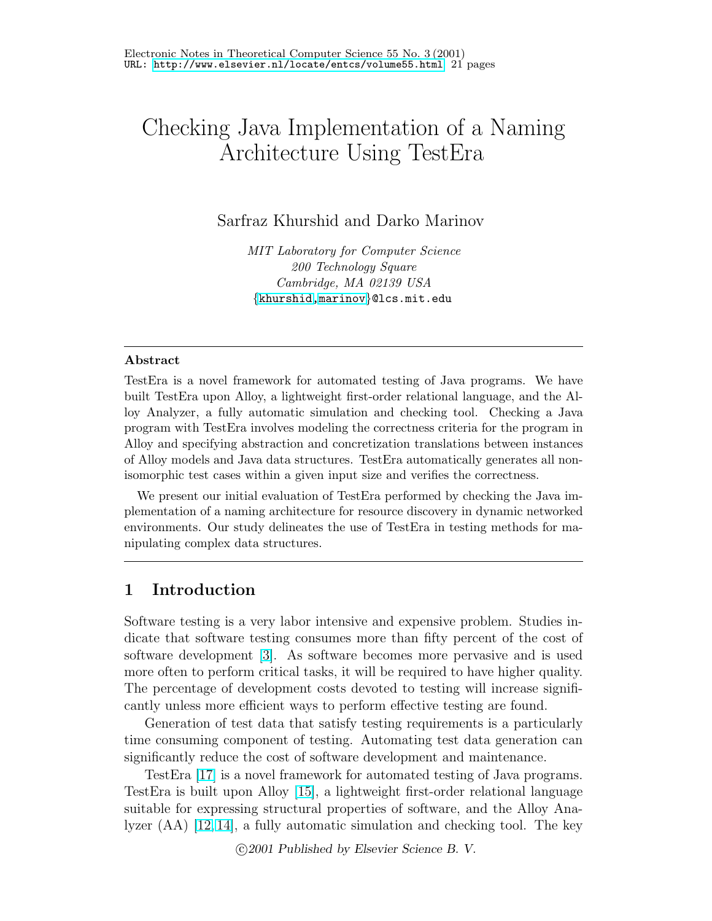# Checking Java Implementation of a Naming Architecture Using TestEra

Sarfraz Khurshid and Darko Marinov

*MIT Laboratory for Computer Science*
*200 Technology Square*
*Cambridge, MA 02139 USA*
{khurshid,marinov}@lcs.mit.edu

---

**Abstract**

TestEra is a novel framework for automated testing of Java programs. We have built TestEra upon Alloy, a lightweight first-order relational language, and the Alloy Analyzer, a fully automatic simulation and checking tool. Checking a Java program with TestEra involves modeling the correctness criteria for the program in Alloy and specifying abstraction and concretization translations between instances of Alloy models and Java data structures. TestEra automatically generates all non-isomorphic test cases within a given input size and verifies the correctness.

We present our initial evaluation of TestEra performed by checking the Java implementation of a naming architecture for resource discovery in dynamic networked environments. Our study delineates the use of TestEra in testing methods for manipulating complex data structures.

---

## 1 Introduction

Software testing is a very labor intensive and expensive problem. Studies indicate that software testing consumes more than fifty percent of the cost of software development [3]. As software becomes more pervasive and is used more often to perform critical tasks, it will be required to have higher quality. The percentage of development costs devoted to testing will increase significantly unless more efficient ways to perform effective testing are found.

Generation of test data that satisfy testing requirements is a particularly time consuming component of testing. Automating test data generation can significantly reduce the cost of software development and maintenance.

TestEra [17] is a novel framework for automated testing of Java programs. TestEra is built upon Alloy [15], a lightweight first-order relational language suitable for expressing structural properties of software, and the Alloy Analyzer (AA) [12,14], a fully automatic simulation and checking tool. The key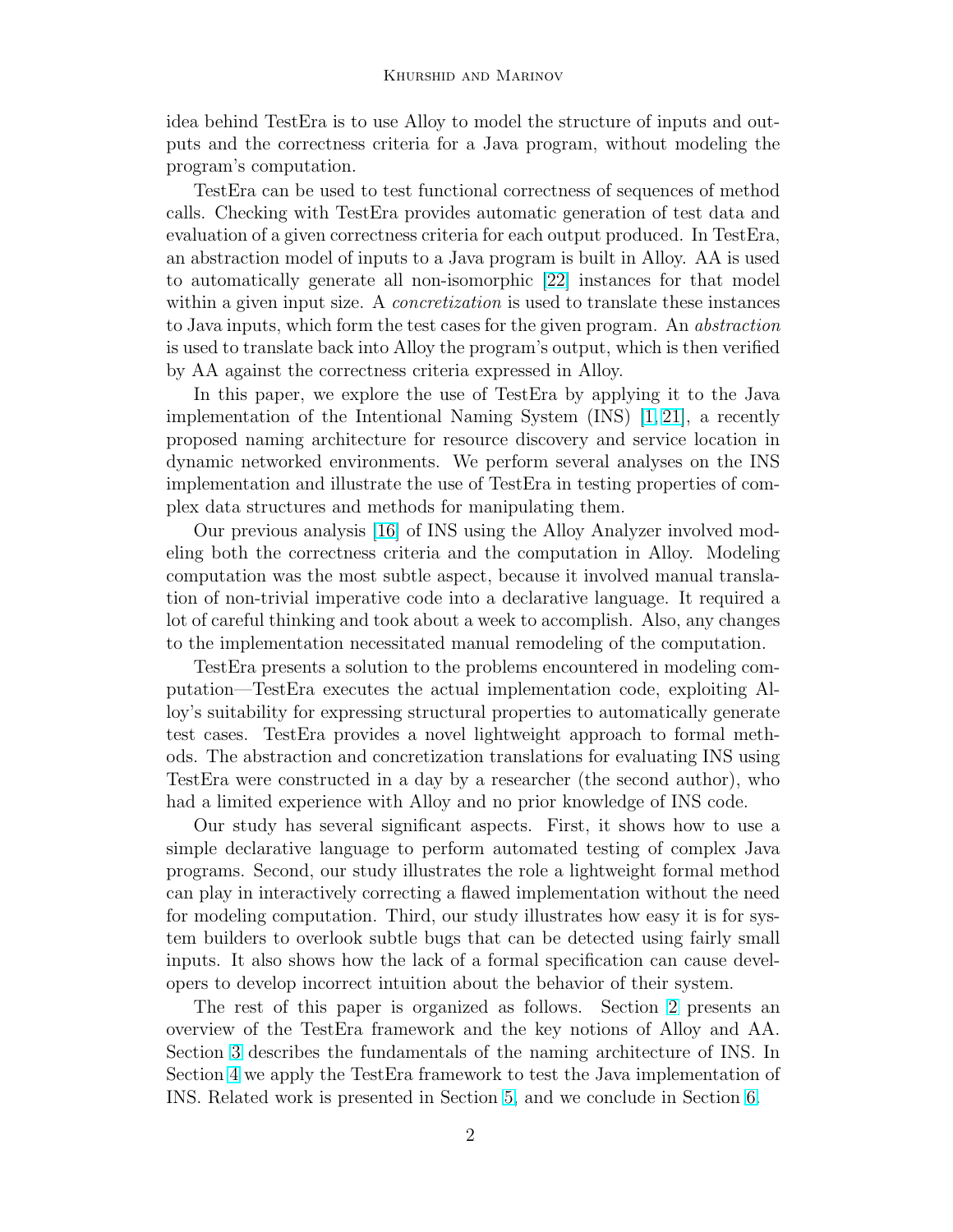idea behind TestEra is to use Alloy to model the structure of inputs and outputs and the correctness criteria for a Java program, without modeling the program's computation.

TestEra can be used to test functional correctness of sequences of method calls. Checking with TestEra provides automatic generation of test data and evaluation of a given correctness criteria for each output produced. In TestEra, an abstraction model of inputs to a Java program is built in Alloy. AA is used to automatically generate all non-isomorphic [22] instances for that model within a given input size. A *concretization* is used to translate these instances to Java inputs, which form the test cases for the given program. An *abstraction* is used to translate back into Alloy the program's output, which is then verified by AA against the correctness criteria expressed in Alloy.

In this paper, we explore the use of TestEra by applying it to the Java implementation of the Intentional Naming System (INS) [1, 21], a recently proposed naming architecture for resource discovery and service location in dynamic networked environments. We perform several analyses on the INS implementation and illustrate the use of TestEra in testing properties of complex data structures and methods for manipulating them.

Our previous analysis [16] of INS using the Alloy Analyzer involved modeling both the correctness criteria and the computation in Alloy. Modeling computation was the most subtle aspect, because it involved manual translation of non-trivial imperative code into a declarative language. It required a lot of careful thinking and took about a week to accomplish. Also, any changes to the implementation necessitated manual remodeling of the computation.

TestEra presents a solution to the problems encountered in modeling computation—TestEra executes the actual implementation code, exploiting Alloy's suitability for expressing structural properties to automatically generate test cases. TestEra provides a novel lightweight approach to formal methods. The abstraction and concretization translations for evaluating INS using TestEra were constructed in a day by a researcher (the second author), who had a limited experience with Alloy and no prior knowledge of INS code.

Our study has several significant aspects. First, it shows how to use a simple declarative language to perform automated testing of complex Java programs. Second, our study illustrates the role a lightweight formal method can play in interactively correcting a flawed implementation without the need for modeling computation. Third, our study illustrates how easy it is for system builders to overlook subtle bugs that can be detected using fairly small inputs. It also shows how the lack of a formal specification can cause developers to develop incorrect intuition about the behavior of their system.

The rest of this paper is organized as follows. Section 2 presents an overview of the TestEra framework and the key notions of Alloy and AA. Section 3 describes the fundamentals of the naming architecture of INS. In Section 4 we apply the TestEra framework to test the Java implementation of INS. Related work is presented in Section 5, and we conclude in Section 6.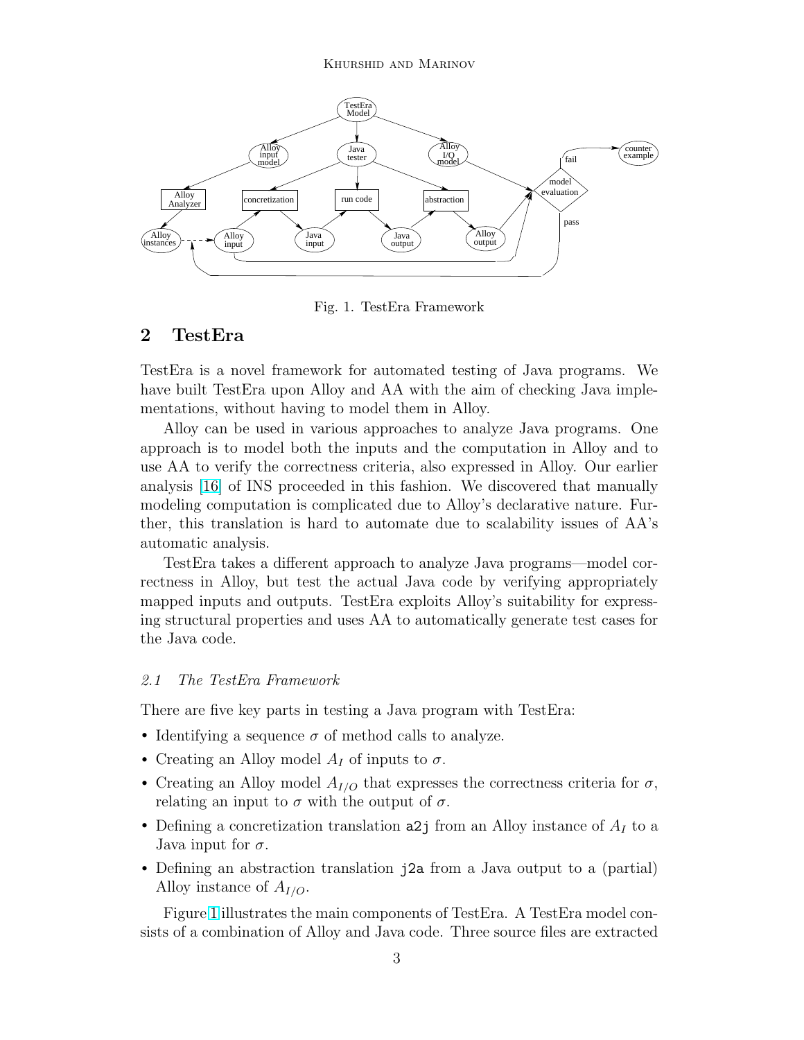Fig. 1. TestEra Framework

## 2 TestEra

TestEra is a novel framework for automated testing of Java programs. We have built TestEra upon Alloy and AA with the aim of checking Java implementations, without having to model them in Alloy.

Alloy can be used in various approaches to analyze Java programs. One approach is to model both the inputs and the computation in Alloy and to use AA to verify the correctness criteria, also expressed in Alloy. Our earlier analysis [16] of INS proceeded in this fashion. We discovered that manually modeling computation is complicated due to Alloy's declarative nature. Further, this translation is hard to automate due to scalability issues of AA's automatic analysis.

TestEra takes a different approach to analyze Java programs—model correctness in Alloy, but test the actual Java code by verifying appropriately mapped inputs and outputs. TestEra exploits Alloy's suitability for expressing structural properties and uses AA to automatically generate test cases for the Java code.

### *2.1 The TestEra Framework*

There are five key parts in testing a Java program with TestEra:

- Identifying a sequence $\sigma$ of method calls to analyze.
- Creating an Alloy model $A_I$ of inputs to $\sigma$.
- Creating an Alloy model $A_{I/O}$ that expresses the correctness criteria for $\sigma$, relating an input to $\sigma$ with the output of $\sigma$.
- Defining a concretization translation `a2j` from an Alloy instance of $A_I$ to a Java input for $\sigma$.
- Defining an abstraction translation `j2a` from a Java output to a (partial) Alloy instance of $A_{I/O}$.

Figure 1 illustrates the main components of TestEra. A TestEra model consists of a combination of Alloy and Java code. Three source files are extracted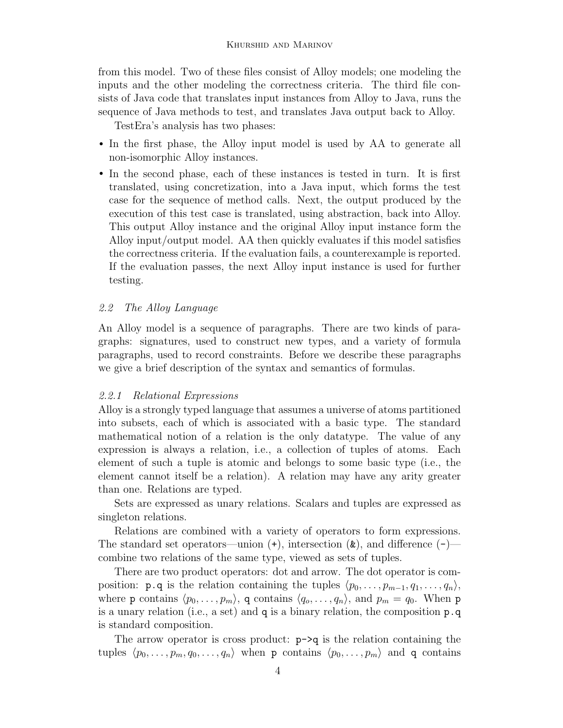from this model. Two of these files consist of Alloy models; one modeling the inputs and the other modeling the correctness criteria. The third file consists of Java code that translates input instances from Alloy to Java, runs the sequence of Java methods to test, and translates Java output back to Alloy.

TestEra's analysis has two phases:

- In the first phase, the Alloy input model is used by AA to generate all non-isomorphic Alloy instances.
- In the second phase, each of these instances is tested in turn. It is first translated, using concretization, into a Java input, which forms the test case for the sequence of method calls. Next, the output produced by the execution of this test case is translated, using abstraction, back into Alloy. This output Alloy instance and the original Alloy input instance form the Alloy input/output model. AA then quickly evaluates if this model satisfies the correctness criteria. If the evaluation fails, a counterexample is reported. If the evaluation passes, the next Alloy input instance is used for further testing.

### *2.2 The Alloy Language*

An Alloy model is a sequence of paragraphs. There are two kinds of paragraphs: signatures, used to construct new types, and a variety of formula paragraphs, used to record constraints. Before we describe these paragraphs we give a brief description of the syntax and semantics of formulas.

#### *2.2.1 Relational Expressions*

Alloy is a strongly typed language that assumes a universe of atoms partitioned into subsets, each of which is associated with a basic type. The standard mathematical notion of a relation is the only datatype. The value of any expression is always a relation, i.e., a collection of tuples of atoms. Each element of such a tuple is atomic and belongs to some basic type (i.e., the element cannot itself be a relation). A relation may have any arity greater than one. Relations are typed.

Sets are expressed as unary relations. Scalars and tuples are expressed as singleton relations.

Relations are combined with a variety of operators to form expressions. The standard set operators—union (`+`), intersection (`&`), and difference (`-`)—combine two relations of the same type, viewed as sets of tuples.

There are two product operators: dot and arrow. The dot operator is composition: `p.q` is the relation containing the tuples $\langle p_0, \ldots, p_{m-1}, q_1, \ldots, q_n \rangle$, where `p` contains $\langle p_0, \ldots, p_m \rangle$, `q` contains $\langle q_o, \ldots, q_n \rangle$, and $p_m = q_0$. When `p` is a unary relation (i.e., a set) and `q` is a binary relation, the composition `p.q` is standard composition.

The arrow operator is cross product: `p->q` is the relation containing the tuples $\langle p_0, \ldots, p_m, q_0, \ldots, q_n \rangle$ when `p` contains $\langle p_0, \ldots, p_m \rangle$ and `q` contains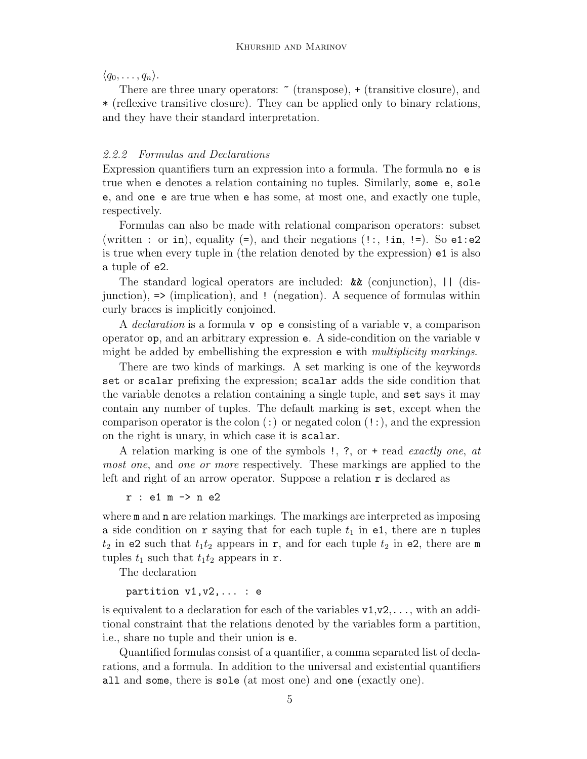$\langle q_0, \ldots, q_n \rangle$.

There are three unary operators: `~` (transpose), `+` (transitive closure), and `*` (reflexive transitive closure). They can be applied only to binary relations, and they have their standard interpretation.

### *2.2.2 Formulas and Declarations*

Expression quantifiers turn an expression into a formula. The formula `no e` is true when `e` denotes a relation containing no tuples. Similarly, `some e`, `sole e`, and `one e` are true when `e` has some, at most one, and exactly one tuple, respectively.

Formulas can also be made with relational comparison operators: subset (written `:` or `in`), equality (`=`), and their negations (`!:`, `!in`, `!=`). So `e1:e2` is true when every tuple in (the relation denoted by the expression) `e1` is also a tuple of `e2`.

The standard logical operators are included: `&&` (conjunction), `||` (disjunction), `=>` (implication), and `!` (negation). A sequence of formulas within curly braces is implicitly conjoined.

A *declaration* is a formula `v op e` consisting of a variable `v`, a comparison operator `op`, and an arbitrary expression `e`. A side-condition on the variable `v` might be added by embellishing the expression `e` with *multiplicity markings*.

There are two kinds of markings. A set marking is one of the keywords `set` or `scalar` prefixing the expression; `scalar` adds the side condition that the variable denotes a relation containing a single tuple, and `set` says it may contain any number of tuples. The default marking is `set`, except when the comparison operator is the colon (`:`) or negated colon (`!:`), and the expression on the right is unary, in which case it is `scalar`.

A relation marking is one of the symbols `!`, `?`, or `+` read *exactly one*, *at most one*, and *one or more* respectively. These markings are applied to the left and right of an arrow operator. Suppose a relation `r` is declared as

```
r : e1 m -> n e2
```

where `m` and `n` are relation markings. The markings are interpreted as imposing a side condition on `r` saying that for each tuple $t_1$ in `e1`, there are `n` tuples $t_2$ in `e2` such that $t_1 t_2$ appears in `r`, and for each tuple $t_2$ in `e2`, there are `m` tuples $t_1$ such that $t_1 t_2$ appears in `r`.

The declaration

```
partition v1,v2,... : e
```

is equivalent to a declaration for each of the variables `v1`,`v2`,..., with an additional constraint that the relations denoted by the variables form a partition, i.e., share no tuple and their union is `e`.

Quantified formulas consist of a quantifier, a comma separated list of declarations, and a formula. In addition to the universal and existential quantifiers `all` and `some`, there is `sole` (at most one) and `one` (exactly one).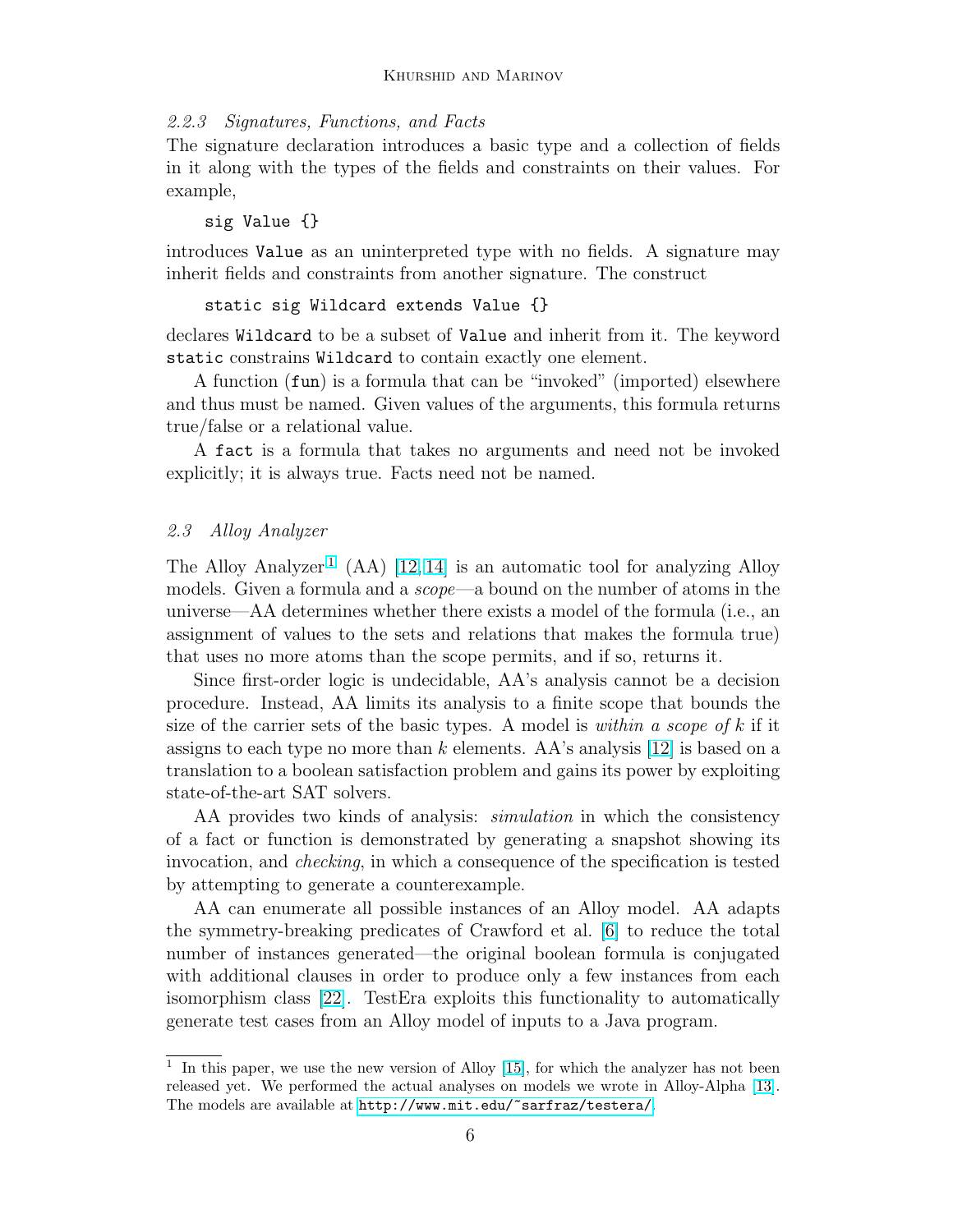#### 2.2.3 Signatures, Functions, and Facts

The signature declaration introduces a basic type and a collection of fields in it along with the types of the fields and constraints on their values. For example,

```
sig Value {}
```

introduces `Value` as an uninterpreted type with no fields. A signature may inherit fields and constraints from another signature. The construct

```
static sig Wildcard extends Value {}
```

declares `Wildcard` to be a subset of `Value` and inherit from it. The keyword `static` constrains `Wildcard` to contain exactly one element.

A function (`fun`) is a formula that can be "invoked" (imported) elsewhere and thus must be named. Given values of the arguments, this formula returns true/false or a relational value.

A `fact` is a formula that takes no arguments and need not be invoked explicitly; it is always true. Facts need not be named.

### 2.3 Alloy Analyzer

The Alloy Analyzer[1] (AA) [12, 14] is an automatic tool for analyzing Alloy models. Given a formula and a *scope*—a bound on the number of atoms in the universe—AA determines whether there exists a model of the formula (i.e., an assignment of values to the sets and relations that makes the formula true) that uses no more atoms than the scope permits, and if so, returns it.

Since first-order logic is undecidable, AA's analysis cannot be a decision procedure. Instead, AA limits its analysis to a finite scope that bounds the size of the carrier sets of the basic types. A model is *within a scope of* $k$ if it assigns to each type no more than $k$ elements. AA's analysis [12] is based on a translation to a boolean satisfaction problem and gains its power by exploiting state-of-the-art SAT solvers.

AA provides two kinds of analysis: *simulation* in which the consistency of a fact or function is demonstrated by generating a snapshot showing its invocation, and *checking*, in which a consequence of the specification is tested by attempting to generate a counterexample.

AA can enumerate all possible instances of an Alloy model. AA adapts the symmetry-breaking predicates of Crawford et al. [6] to reduce the total number of instances generated—the original boolean formula is conjugated with additional clauses in order to produce only a few instances from each isomorphism class [22]. TestEra exploits this functionality to automatically generate test cases from an Alloy model of inputs to a Java program.

---

[1] In this paper, we use the new version of Alloy [15], for which the analyzer has not been released yet. We performed the actual analyses on models we wrote in Alloy-Alpha [13]. The models are available at http://www.mit.edu/~sarfraz/testera/.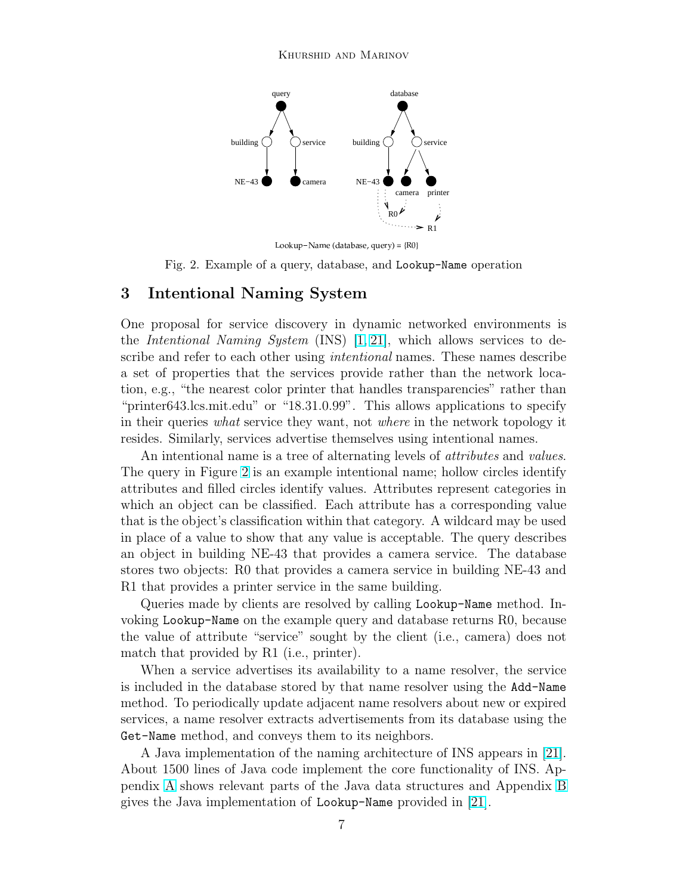Lookup-Name (database, query) = {R0}

Fig. 2. Example of a query, database, and `Lookup-Name` operation

# 3 Intentional Naming System

One proposal for service discovery in dynamic networked environments is the *Intentional Naming System* (INS) [1, 21], which allows services to describe and refer to each other using *intentional* names. These names describe a set of properties that the services provide rather than the network location, e.g., "the nearest color printer that handles transparencies" rather than "printer643.lcs.mit.edu" or "18.31.0.99". This allows applications to specify in their queries *what* service they want, not *where* in the network topology it resides. Similarly, services advertise themselves using intentional names.

An intentional name is a tree of alternating levels of *attributes* and *values*. The query in Figure 2 is an example intentional name; hollow circles identify attributes and filled circles identify values. Attributes represent categories in which an object can be classified. Each attribute has a corresponding value that is the object's classification within that category. A wildcard may be used in place of a value to show that any value is acceptable. The query describes an object in building NE-43 that provides a camera service. The database stores two objects: R0 that provides a camera service in building NE-43 and R1 that provides a printer service in the same building.

Queries made by clients are resolved by calling `Lookup-Name` method. Invoking `Lookup-Name` on the example query and database returns R0, because the value of attribute "service" sought by the client (i.e., camera) does not match that provided by R1 (i.e., printer).

When a service advertises its availability to a name resolver, the service is included in the database stored by that name resolver using the `Add-Name` method. To periodically update adjacent name resolvers about new or expired services, a name resolver extracts advertisements from its database using the `Get-Name` method, and conveys them to its neighbors.

A Java implementation of the naming architecture of INS appears in [21]. About 1500 lines of Java code implement the core functionality of INS. Appendix A shows relevant parts of the Java data structures and Appendix B gives the Java implementation of `Lookup-Name` provided in [21].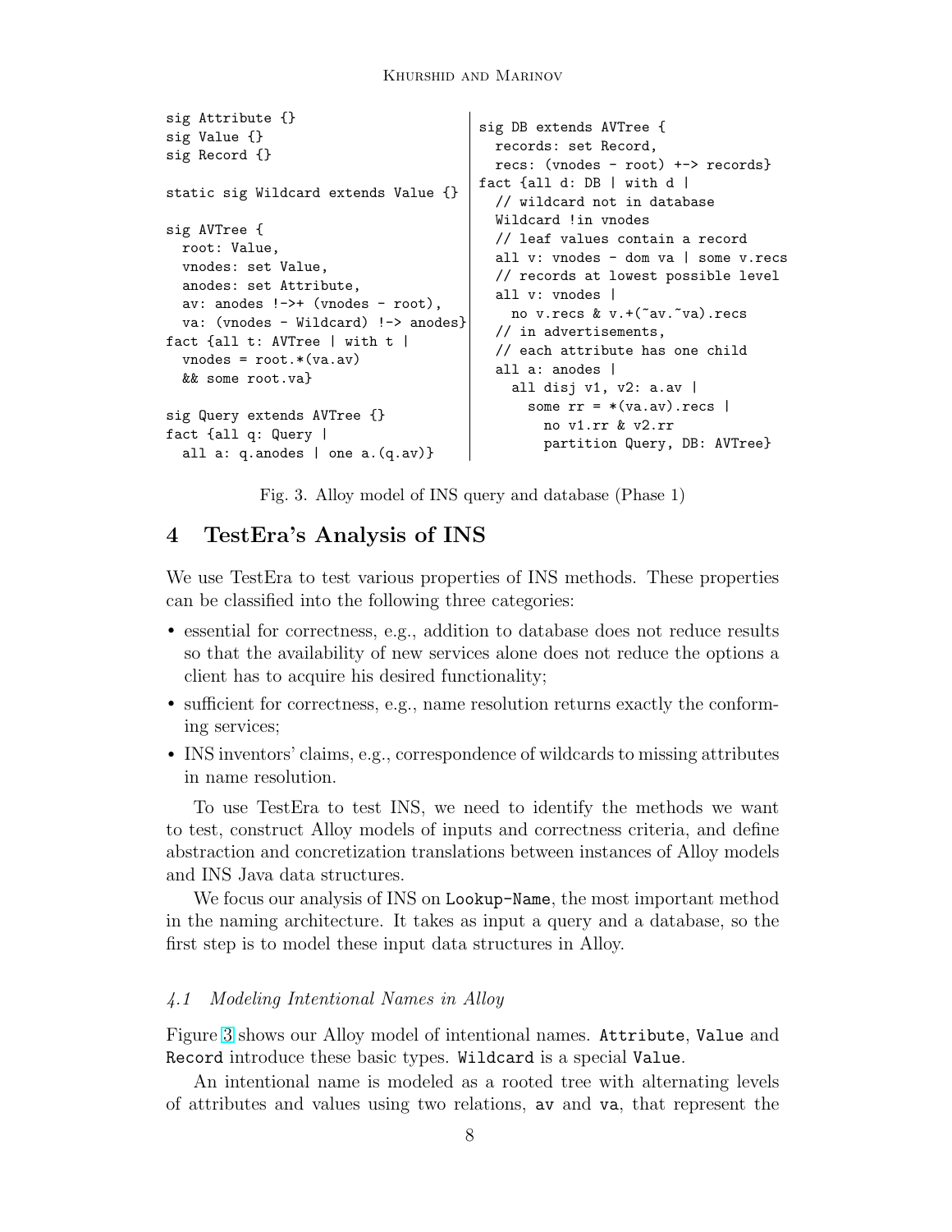```
sig Attribute {}
sig Value {}
sig Record {}

static sig Wildcard extends Value {}

sig AVTree {
  root: Value,
  vnodes: set Value,
  anodes: set Attribute,
  av: anodes !->+ (vnodes - root),
  va: (vnodes - Wildcard) !-> anodes}
fact {all t: AVTree | with t |
  vnodes = root.*(va.av)
  && some root.va}

sig Query extends AVTree {}
fact {all q: Query |
  all a: q.anodes | one a.(q.av)}
```

```
sig DB extends AVTree {
  records: set Record,
  recs: (vnodes - root) +-> records}
fact {all d: DB | with d |
  // wildcard not in database
  Wildcard !in vnodes
  // leaf values contain a record
  all v: vnodes - dom va | some v.recs
  // records at lowest possible level
  all v: vnodes |
    no v.recs & v.+(~av.~va).recs
  // in advertisements,
  // each attribute has one child
  all a: anodes |
    all disj v1, v2: a.av |
      some rr = *(va.av).recs |
        no v1.rr & v2.rr
        partition Query, DB: AVTree}
```

Fig. 3. Alloy model of INS query and database (Phase 1)

## 4 TestEra's Analysis of INS

We use TestEra to test various properties of INS methods. These properties can be classified into the following three categories:

- essential for correctness, e.g., addition to database does not reduce results so that the availability of new services alone does not reduce the options a client has to acquire his desired functionality;
- sufficient for correctness, e.g., name resolution returns exactly the conforming services;
- INS inventors' claims, e.g., correspondence of wildcards to missing attributes in name resolution.

To use TestEra to test INS, we need to identify the methods we want to test, construct Alloy models of inputs and correctness criteria, and define abstraction and concretization translations between instances of Alloy models and INS Java data structures.

We focus our analysis of INS on `Lookup-Name`, the most important method in the naming architecture. It takes as input a query and a database, so the first step is to model these input data structures in Alloy.

### 4.1 Modeling Intentional Names in Alloy

Figure 3 shows our Alloy model of intentional names. `Attribute`, `Value` and `Record` introduce these basic types. `Wildcard` is a special `Value`.

An intentional name is modeled as a rooted tree with alternating levels of attributes and values using two relations, `av` and `va`, that represent the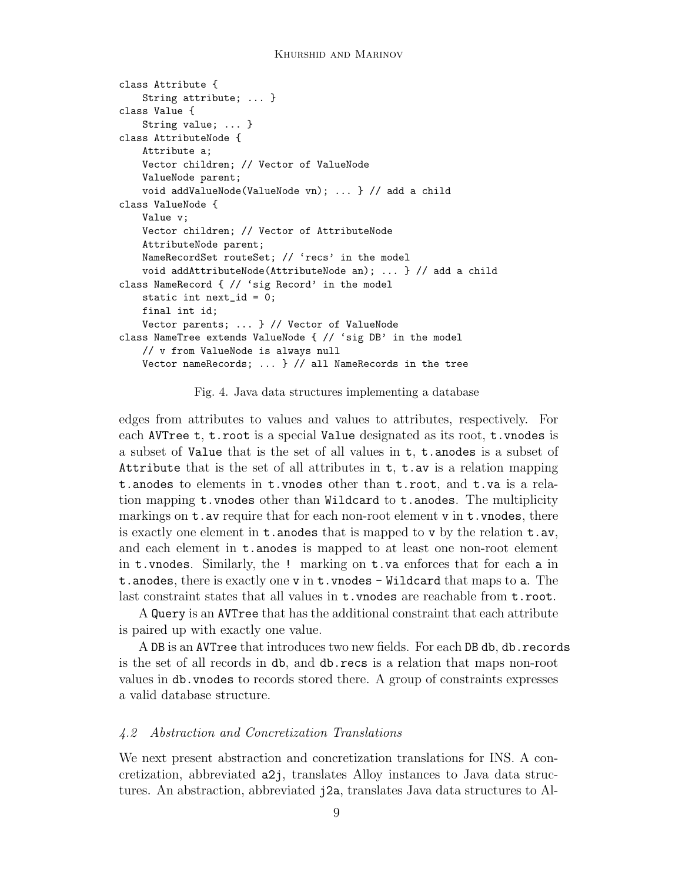```
class Attribute {
    String attribute; ... }
class Value {
    String value; ... }
class AttributeNode {
    Attribute a;
    Vector children; // Vector of ValueNode
    ValueNode parent;
    void addValueNode(ValueNode vn); ... } // add a child
class ValueNode {
    Value v;
    Vector children; // Vector of AttributeNode
    AttributeNode parent;
    NameRecordSet routeSet; // 'recs' in the model
    void addAttributeNode(AttributeNode an); ... } // add a child
class NameRecord { // 'sig Record' in the model
    static int next_id = 0;
    final int id;
    Vector parents; ... } // Vector of ValueNode
class NameTree extends ValueNode { // 'sig DB' in the model
    // v from ValueNode is always null
    Vector nameRecords; ... } // all NameRecords in the tree
```

Fig. 4. Java data structures implementing a database

edges from attributes to values and values to attributes, respectively. For each `AVTree` `t`, `t.root` is a special `Value` designated as its root, `t.vnodes` is a subset of `Value` that is the set of all values in `t`, `t.anodes` is a subset of `Attribute` that is the set of all attributes in `t`, `t.av` is a relation mapping `t.anodes` to elements in `t.vnodes` other than `t.root`, and `t.va` is a relation mapping `t.vnodes` other than `Wildcard` to `t.anodes`. The multiplicity markings on `t.av` require that for each non-root element `v` in `t.vnodes`, there is exactly one element in `t.anodes` that is mapped to `v` by the relation `t.av`, and each element in `t.anodes` is mapped to at least one non-root element in `t.vnodes`. Similarly, the `!` marking on `t.va` enforces that for each `a` in `t.anodes`, there is exactly one `v` in `t.vnodes - Wildcard` that maps to `a`. The last constraint states that all values in `t.vnodes` are reachable from `t.root`.

A `Query` is an `AVTree` that has the additional constraint that each attribute is paired up with exactly one value.

A `DB` is an `AVTree` that introduces two new fields. For each `DB` `db`, `db.records` is the set of all records in `db`, and `db.recs` is a relation that maps non-root values in `db.vnodes` to records stored there. A group of constraints expresses a valid database structure.

### *4.2 Abstraction and Concretization Translations*

We next present abstraction and concretization translations for INS. A concretization, abbreviated `a2j`, translates Alloy instances to Java data structures. An abstraction, abbreviated `j2a`, translates Java data structures to Al-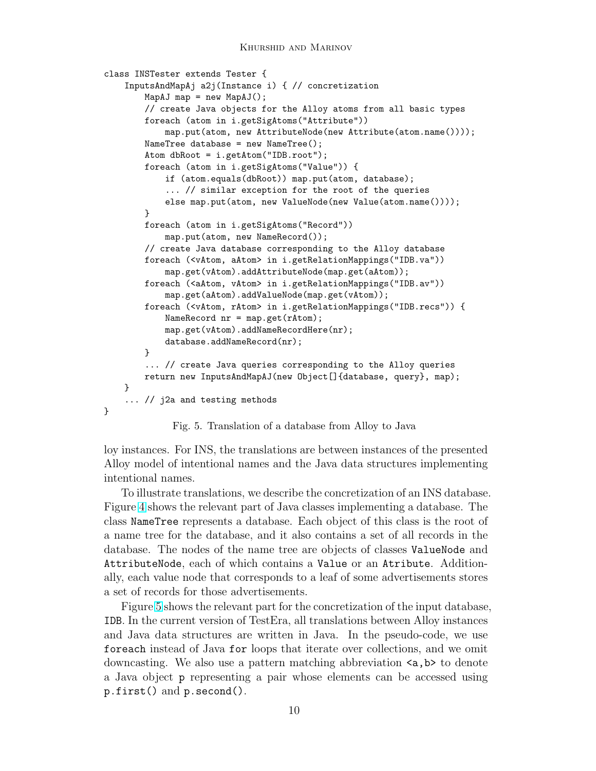```
class INSTester extends Tester {
    InputsAndMapAj a2j(Instance i) { // concretization
        MapAJ map = new MapAJ();
        // create Java objects for the Alloy atoms from all basic types
        foreach (atom in i.getSigAtoms("Attribute"))
            map.put(atom, new AttributeNode(new Attribute(atom.name())));
        NameTree database = new NameTree();
        Atom dbRoot = i.getAtom("IDB.root");
        foreach (atom in i.getSigAtoms("Value")) {
            if (atom.equals(dbRoot)) map.put(atom, database);
            ... // similar exception for the root of the queries
            else map.put(atom, new ValueNode(new Value(atom.name())));
        }
        foreach (atom in i.getSigAtoms("Record"))
            map.put(atom, new NameRecord());
        // create Java database corresponding to the Alloy database
        foreach (<vAtom, aAtom> in i.getRelationMappings("IDB.va"))
            map.get(vAtom).addAttributeNode(map.get(aAtom));
        foreach (<aAtom, vAtom> in i.getRelationMappings("IDB.av"))
            map.get(aAtom).addValueNode(map.get(vAtom));
        foreach (<vAtom, rAtom> in i.getRelationMappings("IDB.recs")) {
            NameRecord nr = map.get(rAtom);
            map.get(vAtom).addNameRecordHere(nr);
            database.addNameRecord(nr);
        }
        ... // create Java queries corresponding to the Alloy queries
        return new InputsAndMapAJ(new Object[]{database, query}, map);
    }
    ... // j2a and testing methods
}
```

Fig. 5. Translation of a database from Alloy to Java

loy instances. For INS, the translations are between instances of the presented Alloy model of intentional names and the Java data structures implementing intentional names.

To illustrate translations, we describe the concretization of an INS database. Figure 4 shows the relevant part of Java classes implementing a database. The class `NameTree` represents a database. Each object of this class is the root of a name tree for the database, and it also contains a set of all records in the database. The nodes of the name tree are objects of classes `ValueNode` and `AttributeNode`, each of which contains a `Value` or an `Atribute`. Additionally, each value node that corresponds to a leaf of some advertisements stores a set of records for those advertisements.

Figure 5 shows the relevant part for the concretization of the input database, `IDB`. In the current version of TestEra, all translations between Alloy instances and Java data structures are written in Java. In the pseudo-code, we use `foreach` instead of Java `for` loops that iterate over collections, and we omit downcasting. We also use a pattern matching abbreviation `<a,b>` to denote a Java object `p` representing a pair whose elements can be accessed using `p.first()` and `p.second()`.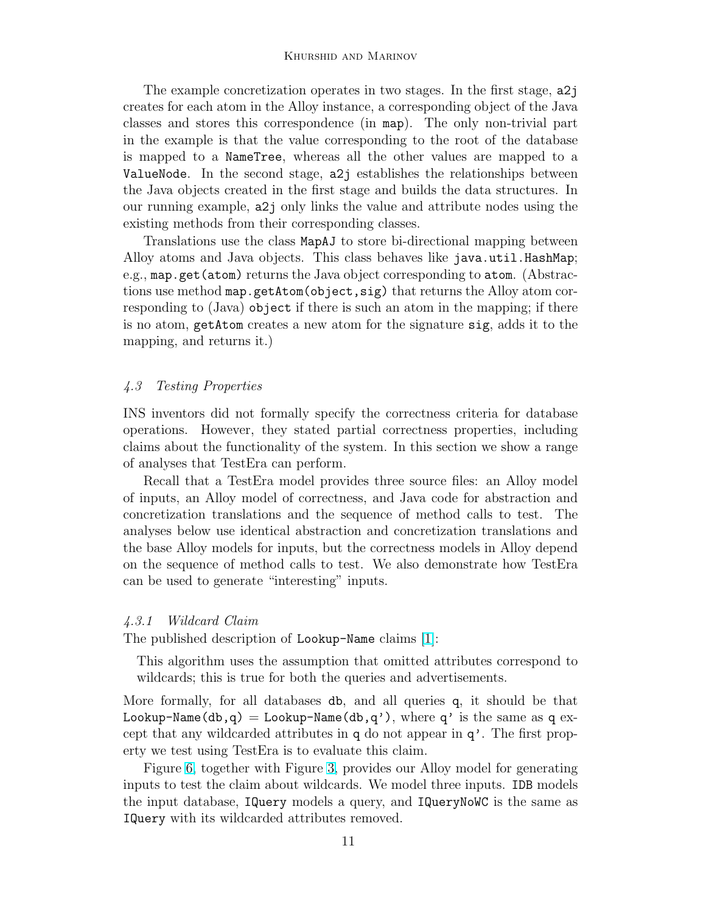The example concretization operates in two stages. In the first stage, `a2j` creates for each atom in the Alloy instance, a corresponding object of the Java classes and stores this correspondence (in `map`). The only non-trivial part in the example is that the value corresponding to the root of the database is mapped to a `NameTree`, whereas all the other values are mapped to a `ValueNode`. In the second stage, `a2j` establishes the relationships between the Java objects created in the first stage and builds the data structures. In our running example, `a2j` only links the value and attribute nodes using the existing methods from their corresponding classes.

Translations use the class `MapAJ` to store bi-directional mapping between Alloy atoms and Java objects. This class behaves like `java.util.HashMap`; e.g., `map.get(atom)` returns the Java object corresponding to `atom`. (Abstractions use method `map.getAtom(object,sig)` that returns the Alloy atom corresponding to (Java) `object` if there is such an atom in the mapping; if there is no atom, `getAtom` creates a new atom for the signature `sig`, adds it to the mapping, and returns it.)

### *4.3 Testing Properties*

INS inventors did not formally specify the correctness criteria for database operations. However, they stated partial correctness properties, including claims about the functionality of the system. In this section we show a range of analyses that TestEra can perform.

Recall that a TestEra model provides three source files: an Alloy model of inputs, an Alloy model of correctness, and Java code for abstraction and concretization translations and the sequence of method calls to test. The analyses below use identical abstraction and concretization translations and the base Alloy models for inputs, but the correctness models in Alloy depend on the sequence of method calls to test. We also demonstrate how TestEra can be used to generate "interesting" inputs.

#### *4.3.1 Wildcard Claim*

The published description of `Lookup-Name` claims [1]:

> This algorithm uses the assumption that omitted attributes correspond to wildcards; this is true for both the queries and advertisements.

More formally, for all databases `db`, and all queries `q`, it should be that `Lookup-Name(db,q) = Lookup-Name(db,q')`, where `q'` is the same as `q` except that any wildcarded attributes in `q` do not appear in `q'`. The first property we test using TestEra is to evaluate this claim.

Figure 6, together with Figure 3, provides our Alloy model for generating inputs to test the claim about wildcards. We model three inputs. `IDB` models the input database, `IQuery` models a query, and `IQueryNoWC` is the same as `IQuery` with its wildcarded attributes removed.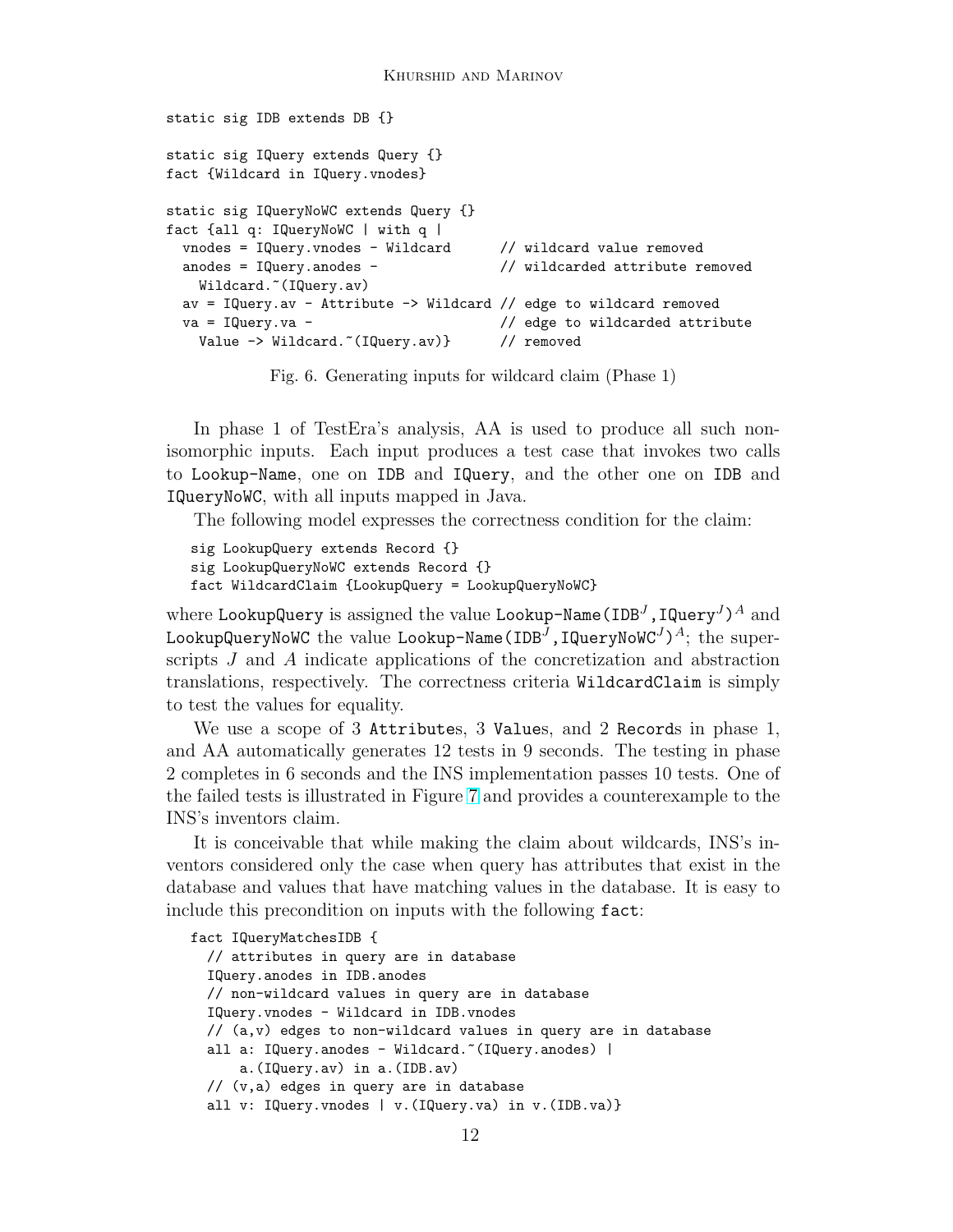```
static sig IDB extends DB {}

static sig IQuery extends Query {}
fact {Wildcard in IQuery.vnodes}

static sig IQueryNoWC extends Query {}
fact {all q: IQueryNoWC | with q |
  vnodes = IQuery.vnodes - Wildcard      // wildcard value removed
  anodes = IQuery.anodes -               // wildcarded attribute removed
    Wildcard.~(IQuery.av)
  av = IQuery.av - Attribute -> Wildcard // edge to wildcard removed
  va = IQuery.va -                       // edge to wildcarded attribute
    Value -> Wildcard.~(IQuery.av)}      // removed
```

Fig. 6. Generating inputs for wildcard claim (Phase 1)

In phase 1 of TestEra's analysis, AA is used to produce all such non-isomorphic inputs. Each input produces a test case that invokes two calls to `Lookup-Name`, one on `IDB` and `IQuery`, and the other one on `IDB` and `IQueryNoWC`, with all inputs mapped in Java.

The following model expresses the correctness condition for the claim:

```
sig LookupQuery extends Record {}
sig LookupQueryNoWC extends Record {}
fact WildcardClaim {LookupQuery = LookupQueryNoWC}
```

where `LookupQuery` is assigned the value $\texttt{Lookup-Name(IDB}^J\texttt{,IQuery}^J\texttt{)}^A$ and `LookupQueryNoWC` the value $\texttt{Lookup-Name(IDB}^J\texttt{,IQueryNoWC}^J\texttt{)}^A$; the superscripts $J$ and $A$ indicate applications of the concretization and abstraction translations, respectively. The correctness criteria `WildcardClaim` is simply to test the values for equality.

We use a scope of 3 `Attribute`s, 3 `Value`s, and 2 `Record`s in phase 1, and AA automatically generates 12 tests in 9 seconds. The testing in phase 2 completes in 6 seconds and the INS implementation passes 10 tests. One of the failed tests is illustrated in Figure 7 and provides a counterexample to the INS's inventors claim.

It is conceivable that while making the claim about wildcards, INS's inventors considered only the case when query has attributes that exist in the database and values that have matching values in the database. It is easy to include this precondition on inputs with the following `fact`:

```
fact IQueryMatchesIDB {
  // attributes in query are in database
  IQuery.anodes in IDB.anodes
  // non-wildcard values in query are in database
  IQuery.vnodes - Wildcard in IDB.vnodes
  // (a,v) edges to non-wildcard values in query are in database
  all a: IQuery.anodes - Wildcard.~(IQuery.anodes) |
      a.(IQuery.av) in a.(IDB.av)
  // (v,a) edges in query are in database
  all v: IQuery.vnodes | v.(IQuery.va) in v.(IDB.va)}
```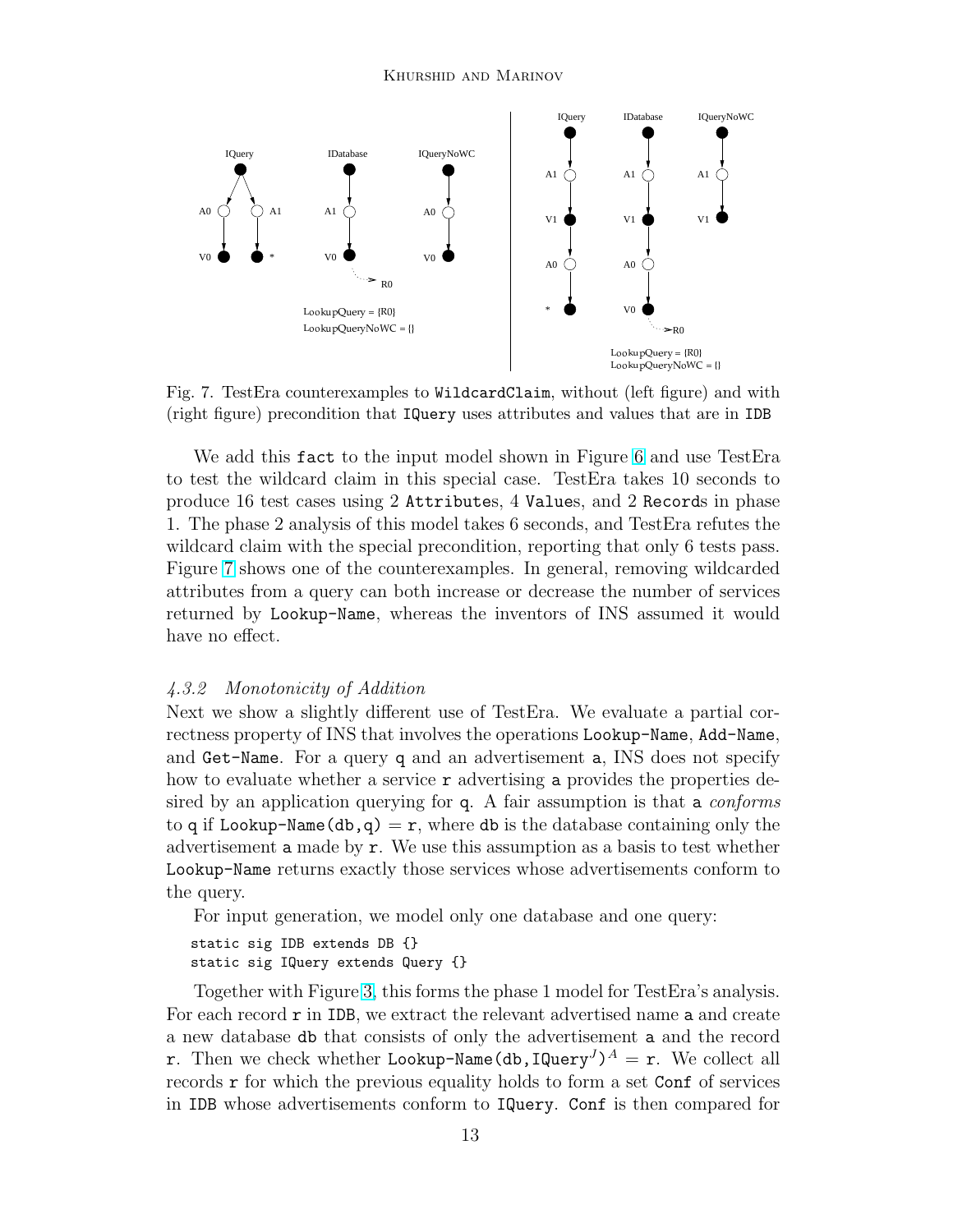Fig. 7. TestEra counterexamples to `WildcardClaim`, without (left figure) and with (right figure) precondition that `IQuery` uses attributes and values that are in `IDB`

We add this `fact` to the input model shown in Figure 6 and use TestEra to test the wildcard claim in this special case. TestEra takes 10 seconds to produce 16 test cases using 2 `Attribute`s, 4 `Value`s, and 2 `Record`s in phase 1. The phase 2 analysis of this model takes 6 seconds, and TestEra refutes the wildcard claim with the special precondition, reporting that only 6 tests pass. Figure 7 shows one of the counterexamples. In general, removing wildcarded attributes from a query can both increase or decrease the number of services returned by `Lookup-Name`, whereas the inventors of INS assumed it would have no effect.

### *4.3.2 Monotonicity of Addition*

Next we show a slightly different use of TestEra. We evaluate a partial correctness property of INS that involves the operations `Lookup-Name`, `Add-Name`, and `Get-Name`. For a query `q` and an advertisement `a`, INS does not specify how to evaluate whether a service `r` advertising `a` provides the properties desired by an application querying for `q`. A fair assumption is that `a` *conforms* to `q` if `Lookup-Name(db,q)` = `r`, where `db` is the database containing only the advertisement `a` made by `r`. We use this assumption as a basis to test whether `Lookup-Name` returns exactly those services whose advertisements conform to the query.

For input generation, we model only one database and one query:

```
static sig IDB extends DB {}
static sig IQuery extends Query {}
```

Together with Figure 3, this forms the phase 1 model for TestEra's analysis. For each record `r` in `IDB`, we extract the relevant advertised name `a` and create a new database `db` that consists of only the advertisement `a` and the record `r`. Then we check whether `Lookup-Name(db,IQuery`$^{J}$`)`$^{A}$ = `r`. We collect all records `r` for which the previous equality holds to form a set `Conf` of services in `IDB` whose advertisements conform to `IQuery`. `Conf` is then compared for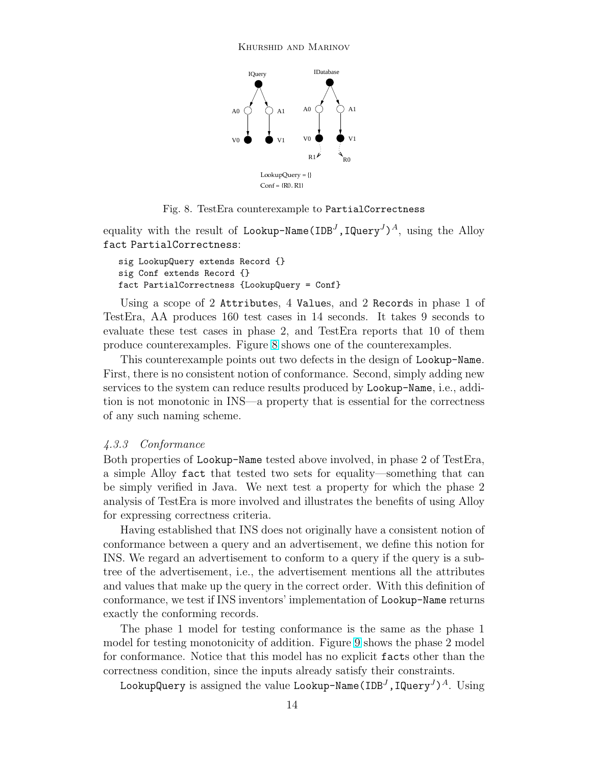Fig. 8. TestEra counterexample to `PartialCorrectness`

equality with the result of `Lookup-Name(IDB`$^J$`,IQuery`$^J$`)`$^A$, using the Alloy `fact PartialCorrectness`:

```
sig LookupQuery extends Record {}
sig Conf extends Record {}
fact PartialCorrectness {LookupQuery = Conf}
```

Using a scope of 2 `Attribute`s, 4 `Value`s, and 2 `Record`s in phase 1 of TestEra, AA produces 160 test cases in 14 seconds. It takes 9 seconds to evaluate these test cases in phase 2, and TestEra reports that 10 of them produce counterexamples. Figure 8 shows one of the counterexamples.

This counterexample points out two defects in the design of `Lookup-Name`. First, there is no consistent notion of conformance. Second, simply adding new services to the system can reduce results produced by `Lookup-Name`, i.e., addition is not monotonic in INS—a property that is essential for the correctness of any such naming scheme.

*4.3.3 Conformance*

Both properties of `Lookup-Name` tested above involved, in phase 2 of TestEra, a simple Alloy `fact` that tested two sets for equality—something that can be simply verified in Java. We next test a property for which the phase 2 analysis of TestEra is more involved and illustrates the benefits of using Alloy for expressing correctness criteria.

Having established that INS does not originally have a consistent notion of conformance between a query and an advertisement, we define this notion for INS. We regard an advertisement to conform to a query if the query is a subtree of the advertisement, i.e., the advertisement mentions all the attributes and values that make up the query in the correct order. With this definition of conformance, we test if INS inventors' implementation of `Lookup-Name` returns exactly the conforming records.

The phase 1 model for testing conformance is the same as the phase 1 model for testing monotonicity of addition. Figure 9 shows the phase 2 model for conformance. Notice that this model has no explicit `fact`s other than the correctness condition, since the inputs already satisfy their constraints.

`LookupQuery` is assigned the value `Lookup-Name(IDB`$^J$`,IQuery`$^J$`)`$^A$. Using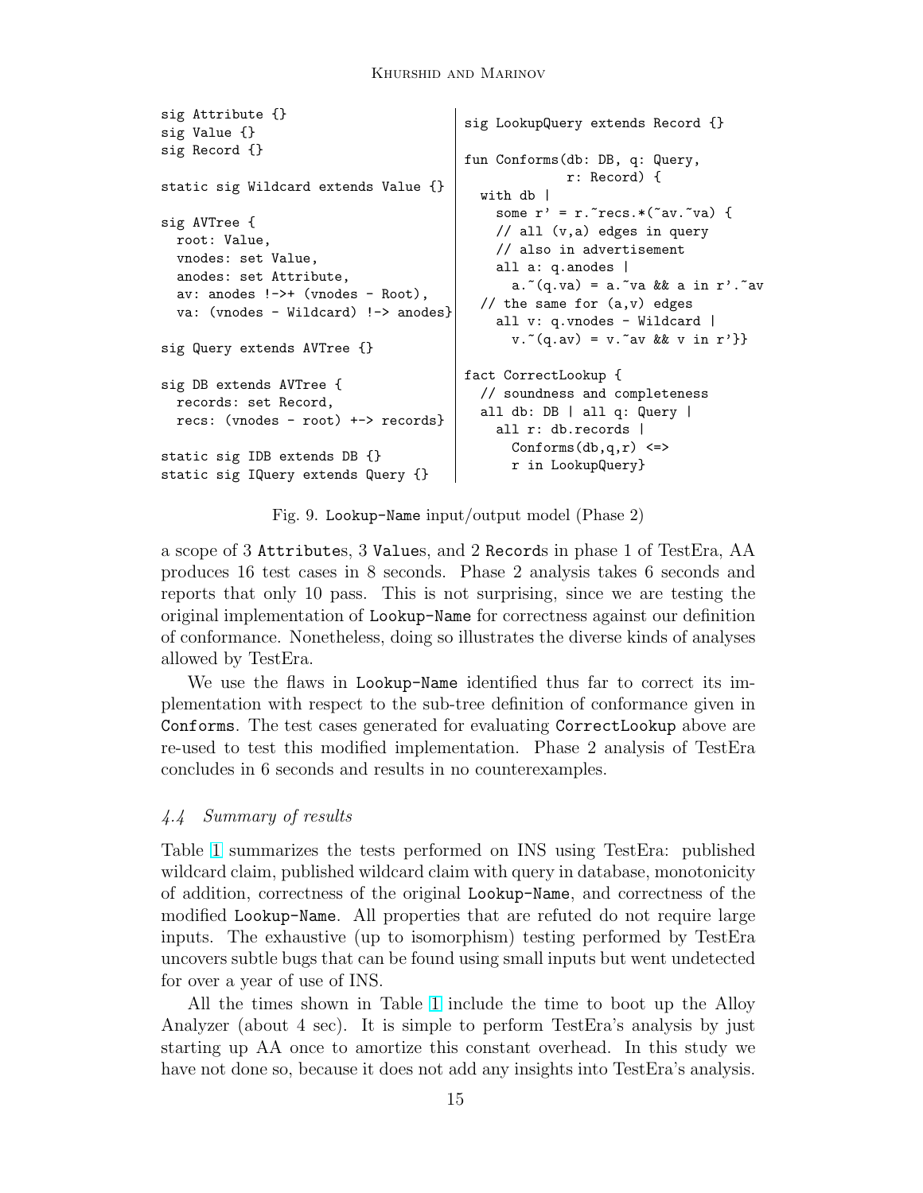```
sig Attribute {}
sig Value {}
sig Record {}

static sig Wildcard extends Value {}

sig AVTree {
  root: Value,
  vnodes: set Value,
  anodes: set Attribute,
  av: anodes !->+ (vnodes - Root),
  va: (vnodes - Wildcard) !-> anodes}

sig Query extends AVTree {}

sig DB extends AVTree {
  records: set Record,
  recs: (vnodes - root) +-> records}

static sig IDB extends DB {}
static sig IQuery extends Query {}
```

```
sig LookupQuery extends Record {}

fun Conforms(db: DB, q: Query,
             r: Record) {
  with db |
    some r' = r.~recs.*(~av.~va) {
    // all (v,a) edges in query
    // also in advertisement
    all a: q.anodes |
      a.~(q.va) = a.~va && a in r'.~av
  // the same for (a,v) edges
    all v: q.vnodes - Wildcard |
      v.~(q.av) = v.~av && v in r'}}

fact CorrectLookup {
  // soundness and completeness
  all db: DB | all q: Query |
    all r: db.records |
      Conforms(db,q,r) <=>
      r in LookupQuery}
```

Fig. 9. `Lookup-Name` input/output model (Phase 2)

a scope of 3 `Attribute`s, 3 `Value`s, and 2 `Record`s in phase 1 of TestEra, AA produces 16 test cases in 8 seconds. Phase 2 analysis takes 6 seconds and reports that only 10 pass. This is not surprising, since we are testing the original implementation of `Lookup-Name` for correctness against our definition of conformance. Nonetheless, doing so illustrates the diverse kinds of analyses allowed by TestEra.

We use the flaws in `Lookup-Name` identified thus far to correct its implementation with respect to the sub-tree definition of conformance given in `Conforms`. The test cases generated for evaluating `CorrectLookup` above are re-used to test this modified implementation. Phase 2 analysis of TestEra concludes in 6 seconds and results in no counterexamples.

### 4.4 Summary of results

Table 1 summarizes the tests performed on INS using TestEra: published wildcard claim, published wildcard claim with query in database, monotonicity of addition, correctness of the original `Lookup-Name`, and correctness of the modified `Lookup-Name`. All properties that are refuted do not require large inputs. The exhaustive (up to isomorphism) testing performed by TestEra uncovers subtle bugs that can be found using small inputs but went undetected for over a year of use of INS.

All the times shown in Table 1 include the time to boot up the Alloy Analyzer (about 4 sec). It is simple to perform TestEra's analysis by just starting up AA once to amortize this constant overhead. In this study we have not done so, because it does not add any insights into TestEra's analysis.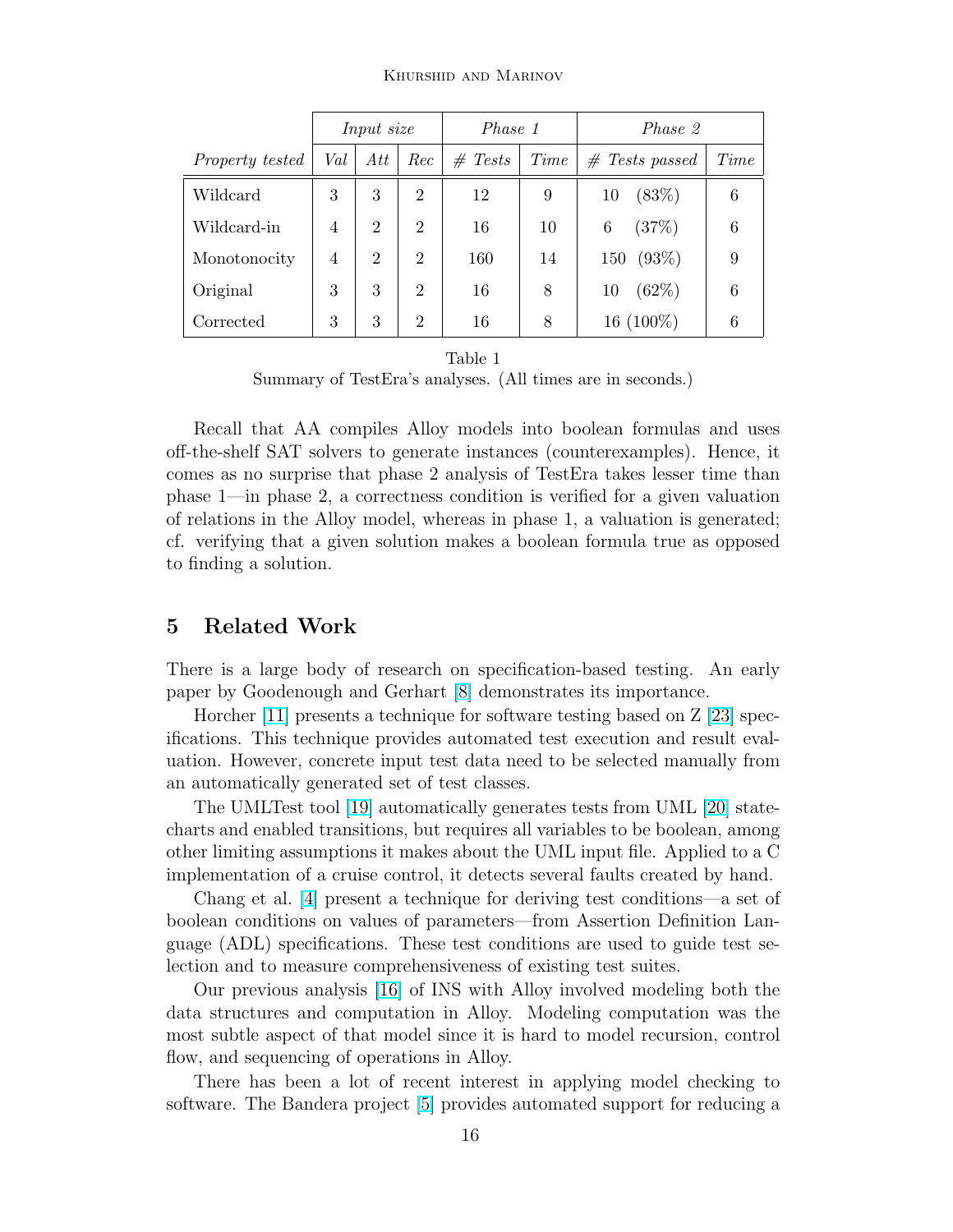| | *Input size* | | | *Phase 1* | | *Phase 2* | |
|---|---|---|---|---|---|---|---|
| *Property tested* | *Val* | *Att* | *Rec* | *# Tests* | *Time* | *# Tests passed* | *Time* |
| Wildcard | 3 | 3 | 2 | 12 | 9 | 10 (83%) | 6 |
| Wildcard-in | 4 | 2 | 2 | 16 | 10 | 6 (37%) | 6 |
| Monotonocity | 4 | 2 | 2 | 160 | 14 | 150 (93%) | 9 |
| Original | 3 | 3 | 2 | 16 | 8 | 10 (62%) | 6 |
| Corrected | 3 | 3 | 2 | 16 | 8 | 16 (100%) | 6 |

Table 1
Summary of TestEra's analyses. (All times are in seconds.)

Recall that AA compiles Alloy models into boolean formulas and uses off-the-shelf SAT solvers to generate instances (counterexamples). Hence, it comes as no surprise that phase 2 analysis of TestEra takes lesser time than phase 1—in phase 2, a correctness condition is verified for a given valuation of relations in the Alloy model, whereas in phase 1, a valuation is generated; cf. verifying that a given solution makes a boolean formula true as opposed to finding a solution.

## 5 Related Work

There is a large body of research on specification-based testing. An early paper by Goodenough and Gerhart [8] demonstrates its importance.

Horcher [11] presents a technique for software testing based on Z [23] specifications. This technique provides automated test execution and result evaluation. However, concrete input test data need to be selected manually from an automatically generated set of test classes.

The UMLTest tool [19] automatically generates tests from UML [20] statecharts and enabled transitions, but requires all variables to be boolean, among other limiting assumptions it makes about the UML input file. Applied to a C implementation of a cruise control, it detects several faults created by hand.

Chang et al. [4] present a technique for deriving test conditions—a set of boolean conditions on values of parameters—from Assertion Definition Language (ADL) specifications. These test conditions are used to guide test selection and to measure comprehensiveness of existing test suites.

Our previous analysis [16] of INS with Alloy involved modeling both the data structures and computation in Alloy. Modeling computation was the most subtle aspect of that model since it is hard to model recursion, control flow, and sequencing of operations in Alloy.

There has been a lot of recent interest in applying model checking to software. The Bandera project [5] provides automated support for reducing a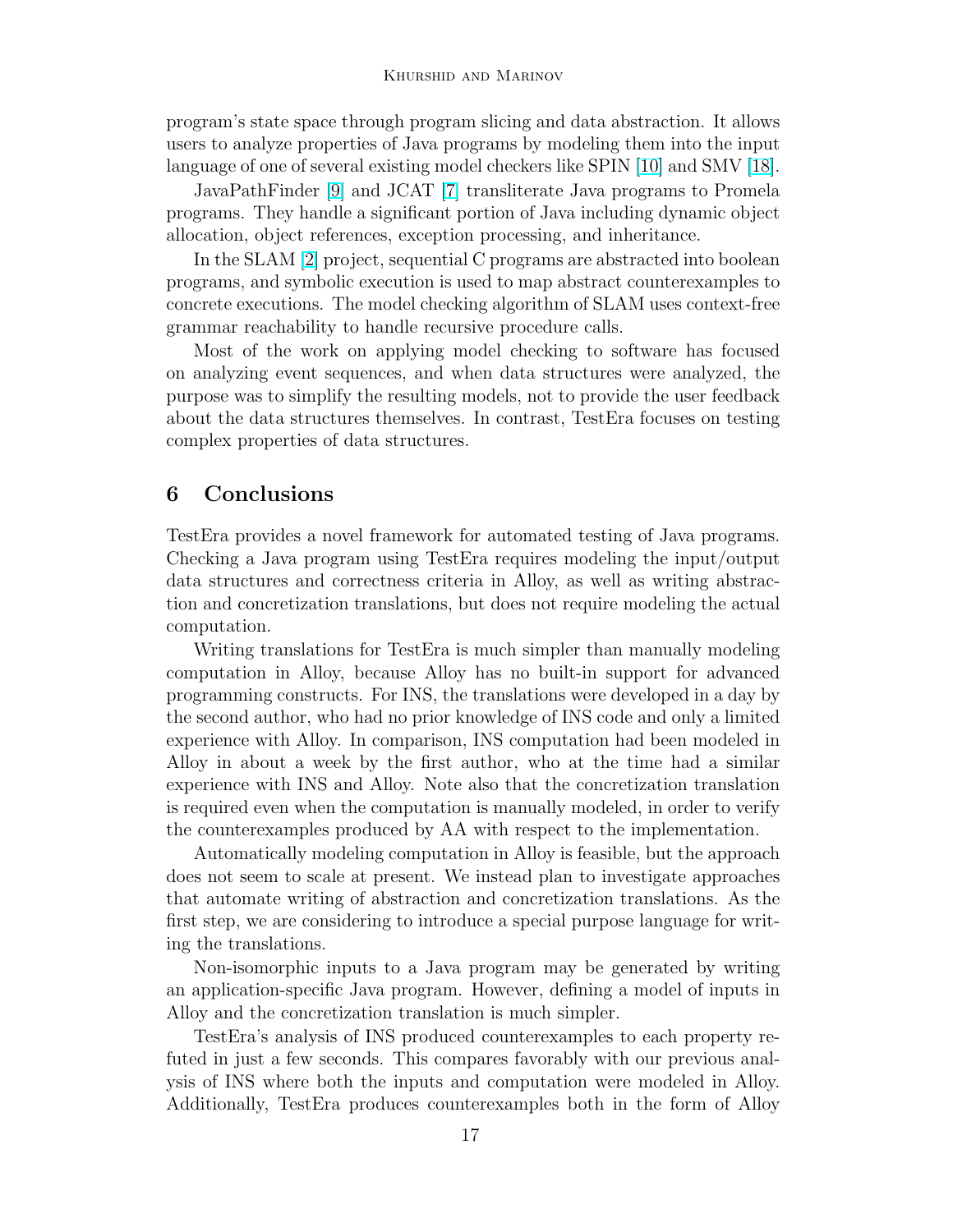program's state space through program slicing and data abstraction. It allows users to analyze properties of Java programs by modeling them into the input language of one of several existing model checkers like SPIN [10] and SMV [18].

JavaPathFinder [9] and JCAT [7] transliterate Java programs to Promela programs. They handle a significant portion of Java including dynamic object allocation, object references, exception processing, and inheritance.

In the SLAM [2] project, sequential C programs are abstracted into boolean programs, and symbolic execution is used to map abstract counterexamples to concrete executions. The model checking algorithm of SLAM uses context-free grammar reachability to handle recursive procedure calls.

Most of the work on applying model checking to software has focused on analyzing event sequences, and when data structures were analyzed, the purpose was to simplify the resulting models, not to provide the user feedback about the data structures themselves. In contrast, TestEra focuses on testing complex properties of data structures.

## 6 Conclusions

TestEra provides a novel framework for automated testing of Java programs. Checking a Java program using TestEra requires modeling the input/output data structures and correctness criteria in Alloy, as well as writing abstraction and concretization translations, but does not require modeling the actual computation.

Writing translations for TestEra is much simpler than manually modeling computation in Alloy, because Alloy has no built-in support for advanced programming constructs. For INS, the translations were developed in a day by the second author, who had no prior knowledge of INS code and only a limited experience with Alloy. In comparison, INS computation had been modeled in Alloy in about a week by the first author, who at the time had a similar experience with INS and Alloy. Note also that the concretization translation is required even when the computation is manually modeled, in order to verify the counterexamples produced by AA with respect to the implementation.

Automatically modeling computation in Alloy is feasible, but the approach does not seem to scale at present. We instead plan to investigate approaches that automate writing of abstraction and concretization translations. As the first step, we are considering to introduce a special purpose language for writing the translations.

Non-isomorphic inputs to a Java program may be generated by writing an application-specific Java program. However, defining a model of inputs in Alloy and the concretization translation is much simpler.

TestEra's analysis of INS produced counterexamples to each property refuted in just a few seconds. This compares favorably with our previous analysis of INS where both the inputs and computation were modeled in Alloy. Additionally, TestEra produces counterexamples both in the form of Alloy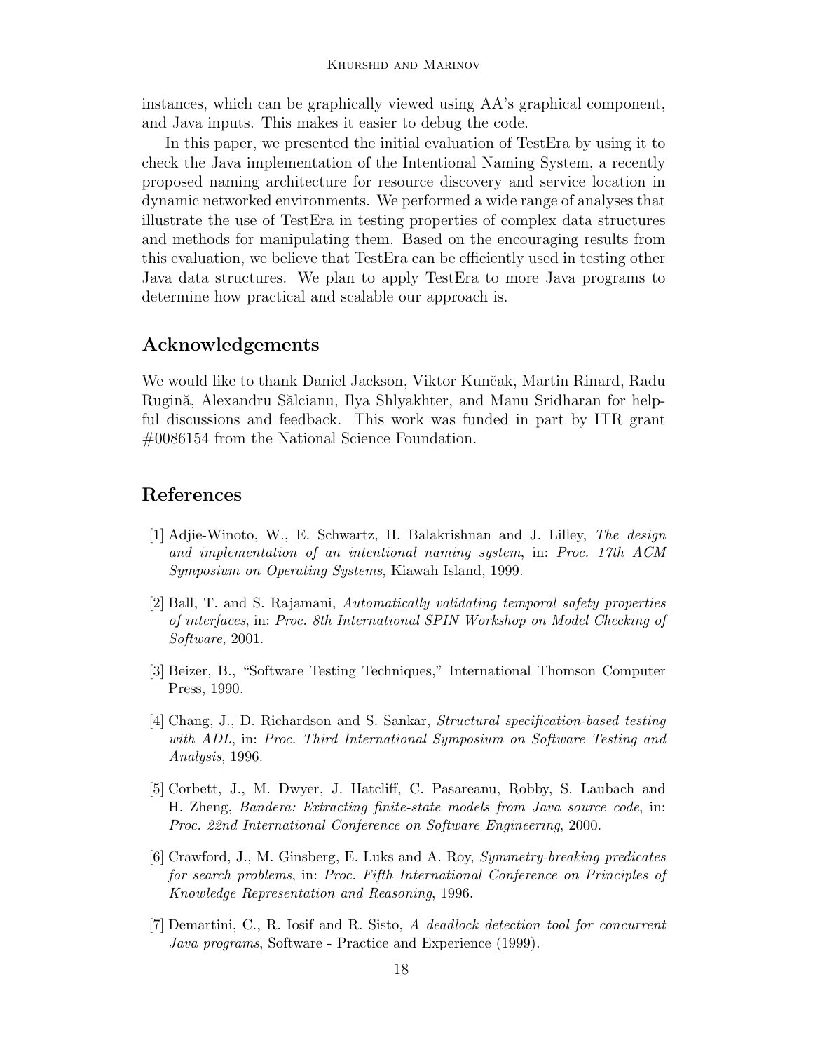instances, which can be graphically viewed using AA's graphical component, and Java inputs. This makes it easier to debug the code.

In this paper, we presented the initial evaluation of TestEra by using it to check the Java implementation of the Intentional Naming System, a recently proposed naming architecture for resource discovery and service location in dynamic networked environments. We performed a wide range of analyses that illustrate the use of TestEra in testing properties of complex data structures and methods for manipulating them. Based on the encouraging results from this evaluation, we believe that TestEra can be efficiently used in testing other Java data structures. We plan to apply TestEra to more Java programs to determine how practical and scalable our approach is.

## Acknowledgements

We would like to thank Daniel Jackson, Viktor Kunčak, Martin Rinard, Radu Rugină, Alexandru Sălcianu, Ilya Shlyakhter, and Manu Sridharan for helpful discussions and feedback. This work was funded in part by ITR grant #0086154 from the National Science Foundation.

## References

[1] Adjie-Winoto, W., E. Schwartz, H. Balakrishnan and J. Lilley, *The design and implementation of an intentional naming system*, in: *Proc. 17th ACM Symposium on Operating Systems*, Kiawah Island, 1999.

[2] Ball, T. and S. Rajamani, *Automatically validating temporal safety properties of interfaces*, in: *Proc. 8th International SPIN Workshop on Model Checking of Software*, 2001.

[3] Beizer, B., "Software Testing Techniques," International Thomson Computer Press, 1990.

[4] Chang, J., D. Richardson and S. Sankar, *Structural specification-based testing with ADL*, in: *Proc. Third International Symposium on Software Testing and Analysis*, 1996.

[5] Corbett, J., M. Dwyer, J. Hatcliff, C. Pasareanu, Robby, S. Laubach and H. Zheng, *Bandera: Extracting finite-state models from Java source code*, in: *Proc. 22nd International Conference on Software Engineering*, 2000.

[6] Crawford, J., M. Ginsberg, E. Luks and A. Roy, *Symmetry-breaking predicates for search problems*, in: *Proc. Fifth International Conference on Principles of Knowledge Representation and Reasoning*, 1996.

[7] Demartini, C., R. Iosif and R. Sisto, *A deadlock detection tool for concurrent Java programs*, Software - Practice and Experience (1999).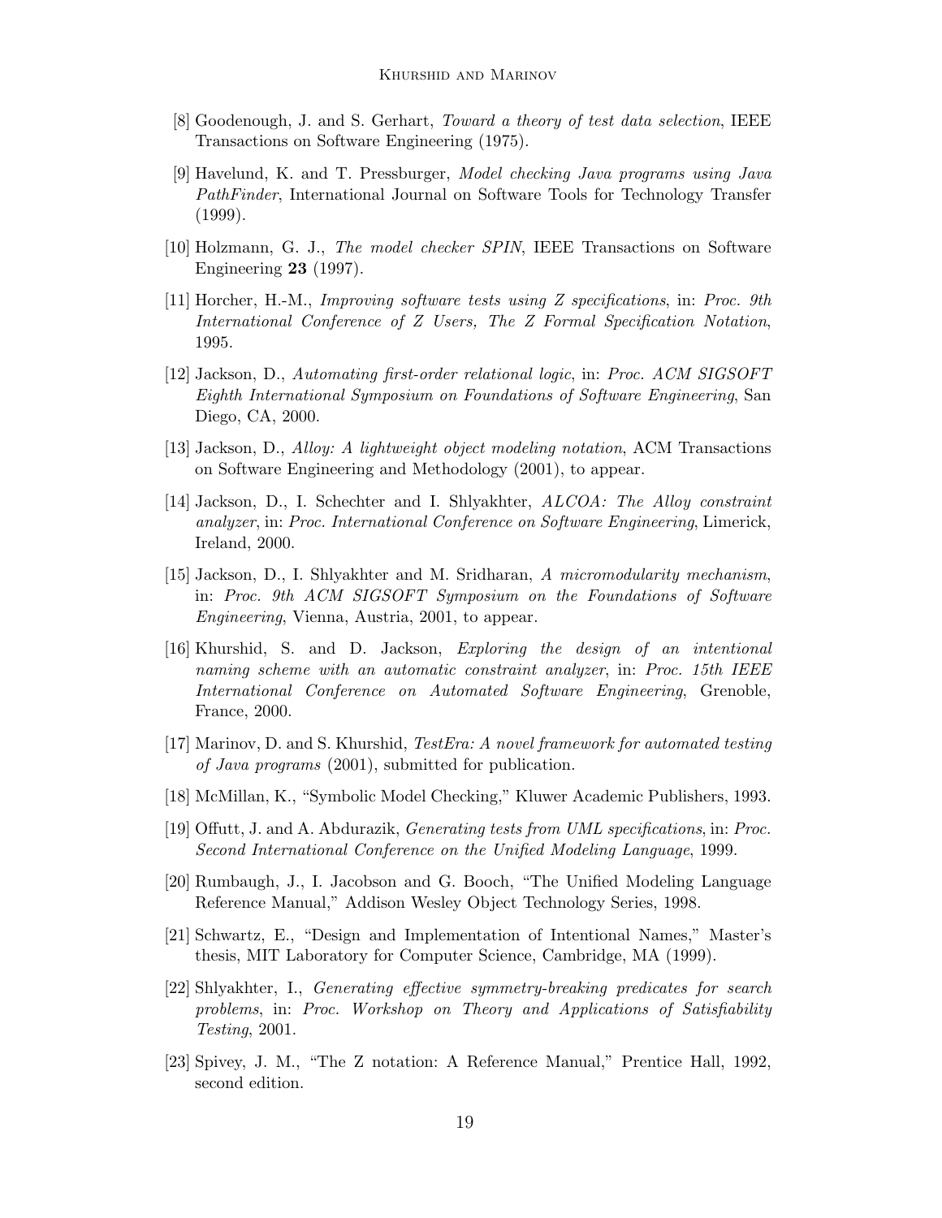[8] Goodenough, J. and S. Gerhart, *Toward a theory of test data selection*, IEEE Transactions on Software Engineering (1975).

[9] Havelund, K. and T. Pressburger, *Model checking Java programs using Java PathFinder*, International Journal on Software Tools for Technology Transfer (1999).

[10] Holzmann, G. J., *The model checker SPIN*, IEEE Transactions on Software Engineering **23** (1997).

[11] Horcher, H.-M., *Improving software tests using Z specifications*, in: *Proc. 9th International Conference of Z Users, The Z Formal Specification Notation*, 1995.

[12] Jackson, D., *Automating first-order relational logic*, in: *Proc. ACM SIGSOFT Eighth International Symposium on Foundations of Software Engineering*, San Diego, CA, 2000.

[13] Jackson, D., *Alloy: A lightweight object modeling notation*, ACM Transactions on Software Engineering and Methodology (2001), to appear.

[14] Jackson, D., I. Schechter and I. Shlyakhter, *ALCOA: The Alloy constraint analyzer*, in: *Proc. International Conference on Software Engineering*, Limerick, Ireland, 2000.

[15] Jackson, D., I. Shlyakhter and M. Sridharan, *A micromodularity mechanism*, in: *Proc. 9th ACM SIGSOFT Symposium on the Foundations of Software Engineering*, Vienna, Austria, 2001, to appear.

[16] Khurshid, S. and D. Jackson, *Exploring the design of an intentional naming scheme with an automatic constraint analyzer*, in: *Proc. 15th IEEE International Conference on Automated Software Engineering*, Grenoble, France, 2000.

[17] Marinov, D. and S. Khurshid, *TestEra: A novel framework for automated testing of Java programs* (2001), submitted for publication.

[18] McMillan, K., "Symbolic Model Checking," Kluwer Academic Publishers, 1993.

[19] Offutt, J. and A. Abdurazik, *Generating tests from UML specifications*, in: *Proc. Second International Conference on the Unified Modeling Language*, 1999.

[20] Rumbaugh, J., I. Jacobson and G. Booch, "The Unified Modeling Language Reference Manual," Addison Wesley Object Technology Series, 1998.

[21] Schwartz, E., "Design and Implementation of Intentional Names," Master's thesis, MIT Laboratory for Computer Science, Cambridge, MA (1999).

[22] Shlyakhter, I., *Generating effective symmetry-breaking predicates for search problems*, in: *Proc. Workshop on Theory and Applications of Satisfiability Testing*, 2001.

[23] Spivey, J. M., "The Z notation: A Reference Manual," Prentice Hall, 1992, second edition.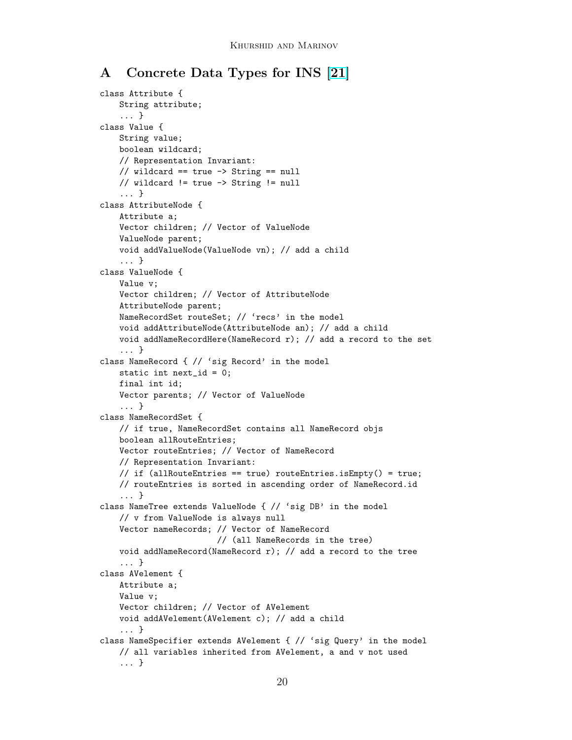# A Concrete Data Types for INS [21]

```
class Attribute {
    String attribute;
    ... }
class Value {
    String value;
    boolean wildcard;
    // Representation Invariant:
    // wildcard == true -> String == null
    // wildcard != true -> String != null
    ... }
class AttributeNode {
    Attribute a;
    Vector children; // Vector of ValueNode
    ValueNode parent;
    void addValueNode(ValueNode vn); // add a child
    ... }
class ValueNode {
    Value v;
    Vector children; // Vector of AttributeNode
    AttributeNode parent;
    NameRecordSet routeSet; // 'recs' in the model
    void addAttributeNode(AttributeNode an); // add a child
    void addNameRecordHere(NameRecord r); // add a record to the set
    ... }
class NameRecord { // 'sig Record' in the model
    static int next_id = 0;
    final int id;
    Vector parents; // Vector of ValueNode
    ... }
class NameRecordSet {
    // if true, NameRecordSet contains all NameRecord objs
    boolean allRouteEntries;
    Vector routeEntries; // Vector of NameRecord
    // Representation Invariant:
    // if (allRouteEntries == true) routeEntries.isEmpty() = true;
    // routeEntries is sorted in ascending order of NameRecord.id
    ... }
class NameTree extends ValueNode { // 'sig DB' in the model
    // v from ValueNode is always null
    Vector nameRecords; // Vector of NameRecord
                        // (all NameRecords in the tree)
    void addNameRecord(NameRecord r); // add a record to the tree
    ... }
class AVelement {
    Attribute a;
    Value v;
    Vector children; // Vector of AVelement
    void addAVelement(AVelement c); // add a child
    ... }
class NameSpecifier extends AVelement { // 'sig Query' in the model
    // all variables inherited from AVelement, a and v not used
    ... }
```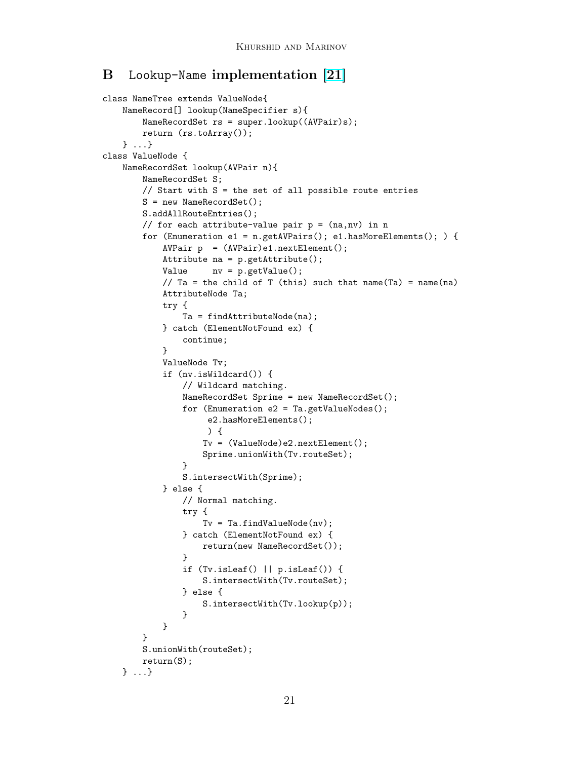## B Lookup-Name implementation [21]

```
class NameTree extends ValueNode{
    NameRecord[] lookup(NameSpecifier s){
        NameRecordSet rs = super.lookup((AVPair)s);
        return (rs.toArray());
    } ...}
class ValueNode {
    NameRecordSet lookup(AVPair n){
        NameRecordSet S;
        // Start with S = the set of all possible route entries
        S = new NameRecordSet();
        S.addAllRouteEntries();
        // for each attribute-value pair p = (na,nv) in n
        for (Enumeration e1 = n.getAVPairs(); e1.hasMoreElements(); ) {
            AVPair p  = (AVPair)e1.nextElement();
            Attribute na = p.getAttribute();
            Value     nv = p.getValue();
            // Ta = the child of T (this) such that name(Ta) = name(na)
            AttributeNode Ta;
            try {
                Ta = findAttributeNode(na);
            } catch (ElementNotFound ex) {
                continue;
            }
            ValueNode Tv;
            if (nv.isWildcard()) {
                // Wildcard matching.
                NameRecordSet Sprime = new NameRecordSet();
                for (Enumeration e2 = Ta.getValueNodes();
                     e2.hasMoreElements();
                     ) {
                    Tv = (ValueNode)e2.nextElement();
                    Sprime.unionWith(Tv.routeSet);
                }
                S.intersectWith(Sprime);
            } else {
                // Normal matching.
                try {
                    Tv = Ta.findValueNode(nv);
                } catch (ElementNotFound ex) {
                    return(new NameRecordSet());
                }
                if (Tv.isLeaf() || p.isLeaf()) {
                    S.intersectWith(Tv.routeSet);
                } else {
                    S.intersectWith(Tv.lookup(p));
                }
            }
        }
        S.unionWith(routeSet);
        return(S);
    } ...}
```